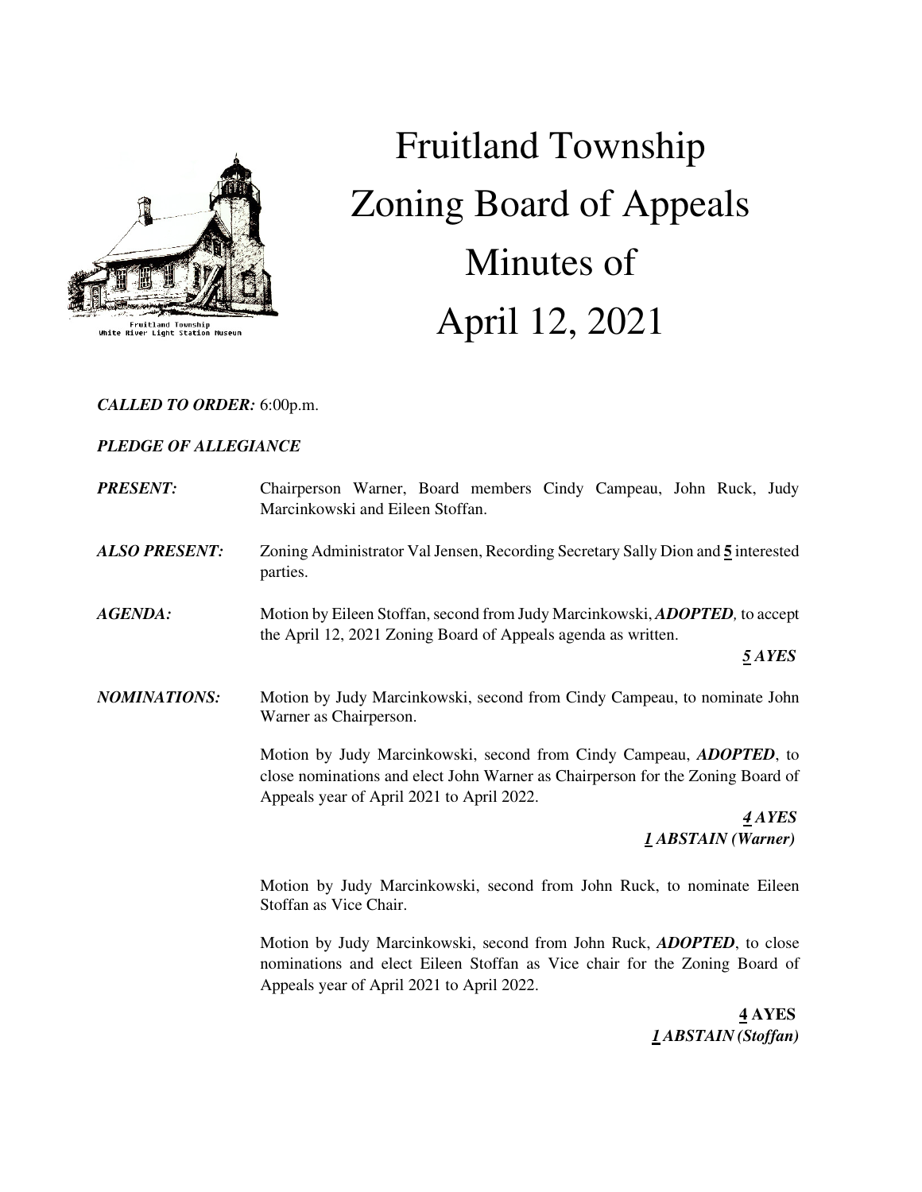# Fruitland Township Zoning Board of Appeals Minutes of April 12, 2021

Fruitland Township
White River Light Station Museum

***CALLED TO ORDER:*** 6:00p.m.

***PLEDGE OF ALLEGIANCE***

***PRESENT:*** Chairperson Warner, Board members Cindy Campeau, John Ruck, Judy Marcinkowski and Eileen Stoffan.

***ALSO PRESENT:*** Zoning Administrator Val Jensen, Recording Secretary Sally Dion and **5** interested parties.

***AGENDA:*** Motion by Eileen Stoffan, second from Judy Marcinkowski, ***ADOPTED,*** to accept the April 12, 2021 Zoning Board of Appeals agenda as written.

***5 AYES***

***NOMINATIONS:*** Motion by Judy Marcinkowski, second from Cindy Campeau, to nominate John Warner as Chairperson.

Motion by Judy Marcinkowski, second from Cindy Campeau, ***ADOPTED***, to close nominations and elect John Warner as Chairperson for the Zoning Board of Appeals year of April 2021 to April 2022.

***4 AYES***
***1 ABSTAIN (Warner)***

Motion by Judy Marcinkowski, second from John Ruck, to nominate Eileen Stoffan as Vice Chair.

Motion by Judy Marcinkowski, second from John Ruck, ***ADOPTED***, to close nominations and elect Eileen Stoffan as Vice chair for the Zoning Board of Appeals year of April 2021 to April 2022.

**4 AYES**
***1 ABSTAIN (Stoffan)***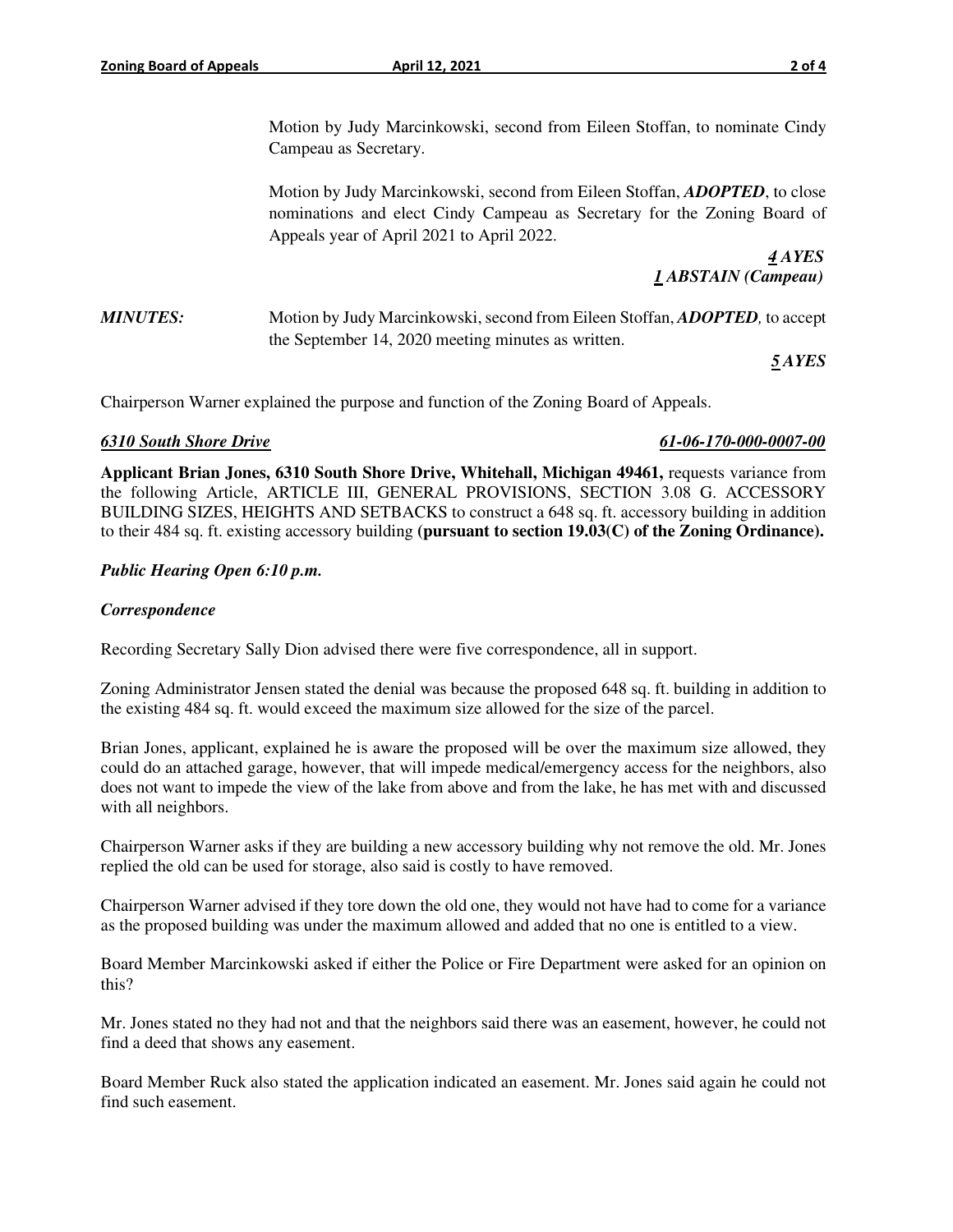Motion by Judy Marcinkowski, second from Eileen Stoffan, to nominate Cindy Campeau as Secretary.

Motion by Judy Marcinkowski, second from Eileen Stoffan, ***ADOPTED***, to close nominations and elect Cindy Campeau as Secretary for the Zoning Board of Appeals year of April 2021 to April 2022.

***4 AYES***
***1 ABSTAIN (Campeau)***

***MINUTES:*** Motion by Judy Marcinkowski, second from Eileen Stoffan, ***ADOPTED***, to accept the September 14, 2020 meeting minutes as written.

***5 AYES***

Chairperson Warner explained the purpose and function of the Zoning Board of Appeals.

***6310 South Shore Drive*** ***61-06-170-000-0007-00***

**Applicant Brian Jones, 6310 South Shore Drive, Whitehall, Michigan 49461,** requests variance from the following Article, ARTICLE III, GENERAL PROVISIONS, SECTION 3.08 G. ACCESSORY BUILDING SIZES, HEIGHTS AND SETBACKS to construct a 648 sq. ft. accessory building in addition to their 484 sq. ft. existing accessory building **(pursuant to section 19.03(C) of the Zoning Ordinance).**

***Public Hearing Open 6:10 p.m.***

***Correspondence***

Recording Secretary Sally Dion advised there were five correspondence, all in support.

Zoning Administrator Jensen stated the denial was because the proposed 648 sq. ft. building in addition to the existing 484 sq. ft. would exceed the maximum size allowed for the size of the parcel.

Brian Jones, applicant, explained he is aware the proposed will be over the maximum size allowed, they could do an attached garage, however, that will impede medical/emergency access for the neighbors, also does not want to impede the view of the lake from above and from the lake, he has met with and discussed with all neighbors.

Chairperson Warner asks if they are building a new accessory building why not remove the old. Mr. Jones replied the old can be used for storage, also said is costly to have removed.

Chairperson Warner advised if they tore down the old one, they would not have had to come for a variance as the proposed building was under the maximum allowed and added that no one is entitled to a view.

Board Member Marcinkowski asked if either the Police or Fire Department were asked for an opinion on this?

Mr. Jones stated no they had not and that the neighbors said there was an easement, however, he could not find a deed that shows any easement.

Board Member Ruck also stated the application indicated an easement. Mr. Jones said again he could not find such easement.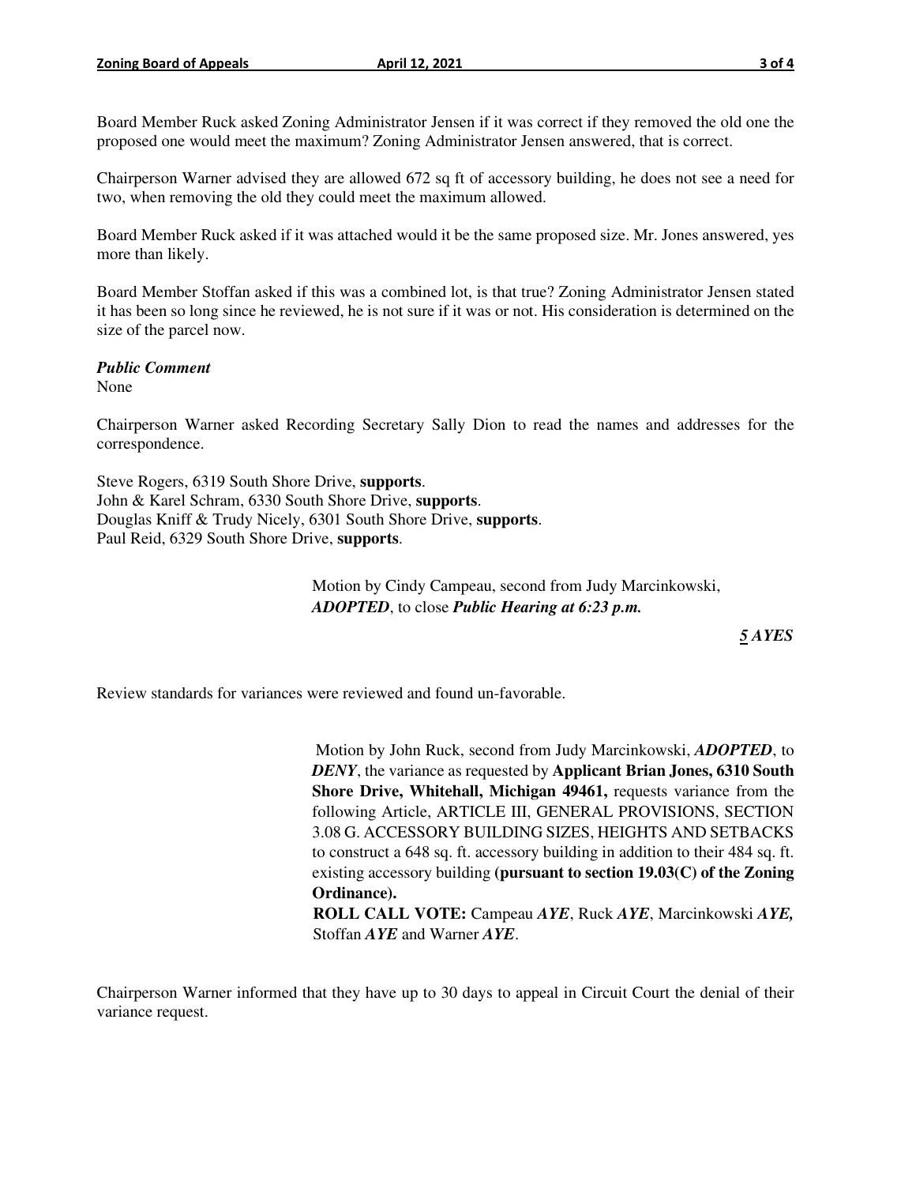Board Member Ruck asked Zoning Administrator Jensen if it was correct if they removed the old one the proposed one would meet the maximum? Zoning Administrator Jensen answered, that is correct.

Chairperson Warner advised they are allowed 672 sq ft of accessory building, he does not see a need for two, when removing the old they could meet the maximum allowed.

Board Member Ruck asked if it was attached would it be the same proposed size. Mr. Jones answered, yes more than likely.

Board Member Stoffan asked if this was a combined lot, is that true? Zoning Administrator Jensen stated it has been so long since he reviewed, he is not sure if it was or not. His consideration is determined on the size of the parcel now.

***Public Comment***

None

Chairperson Warner asked Recording Secretary Sally Dion to read the names and addresses for the correspondence.

Steve Rogers, 6319 South Shore Drive, **supports**.
John & Karel Schram, 6330 South Shore Drive, **supports**.
Douglas Kniff & Trudy Nicely, 6301 South Shore Drive, **supports**.
Paul Reid, 6329 South Shore Drive, **supports**.

Motion by Cindy Campeau, second from Judy Marcinkowski, ***ADOPTED***, to close ***Public Hearing at 6:23 p.m.***

***5 AYES***

Review standards for variances were reviewed and found un-favorable.

Motion by John Ruck, second from Judy Marcinkowski, ***ADOPTED***, to ***DENY***, the variance as requested by **Applicant Brian Jones, 6310 South Shore Drive, Whitehall, Michigan 49461,** requests variance from the following Article, ARTICLE III, GENERAL PROVISIONS, SECTION 3.08 G. ACCESSORY BUILDING SIZES, HEIGHTS AND SETBACKS to construct a 648 sq. ft. accessory building in addition to their 484 sq. ft. existing accessory building **(pursuant to section 19.03(C) of the Zoning Ordinance).**
**ROLL CALL VOTE:** Campeau ***AYE***, Ruck ***AYE***, Marcinkowski ***AYE,*** Stoffan ***AYE*** and Warner ***AYE***.

Chairperson Warner informed that they have up to 30 days to appeal in Circuit Court the denial of their variance request.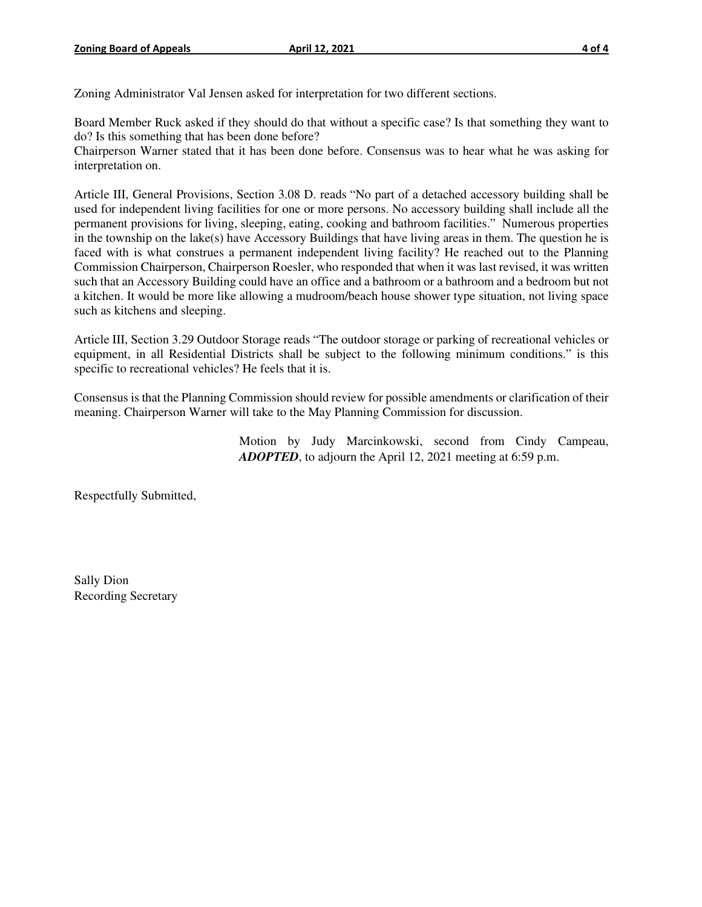Zoning Administrator Val Jensen asked for interpretation for two different sections.

Board Member Ruck asked if they should do that without a specific case? Is that something they want to do? Is this something that has been done before?
Chairperson Warner stated that it has been done before. Consensus was to hear what he was asking for interpretation on.

Article III, General Provisions, Section 3.08 D. reads "No part of a detached accessory building shall be used for independent living facilities for one or more persons. No accessory building shall include all the permanent provisions for living, sleeping, eating, cooking and bathroom facilities." Numerous properties in the township on the lake(s) have Accessory Buildings that have living areas in them. The question he is faced with is what construes a permanent independent living facility? He reached out to the Planning Commission Chairperson, Chairperson Roesler, who responded that when it was last revised, it was written such that an Accessory Building could have an office and a bathroom or a bathroom and a bedroom but not a kitchen. It would be more like allowing a mudroom/beach house shower type situation, not living space such as kitchens and sleeping.

Article III, Section 3.29 Outdoor Storage reads "The outdoor storage or parking of recreational vehicles or equipment, in all Residential Districts shall be subject to the following minimum conditions." is this specific to recreational vehicles? He feels that it is.

Consensus is that the Planning Commission should review for possible amendments or clarification of their meaning. Chairperson Warner will take to the May Planning Commission for discussion.

Motion by Judy Marcinkowski, second from Cindy Campeau, ***ADOPTED***, to adjourn the April 12, 2021 meeting at 6:59 p.m.

Respectfully Submitted,

Sally Dion
Recording Secretary